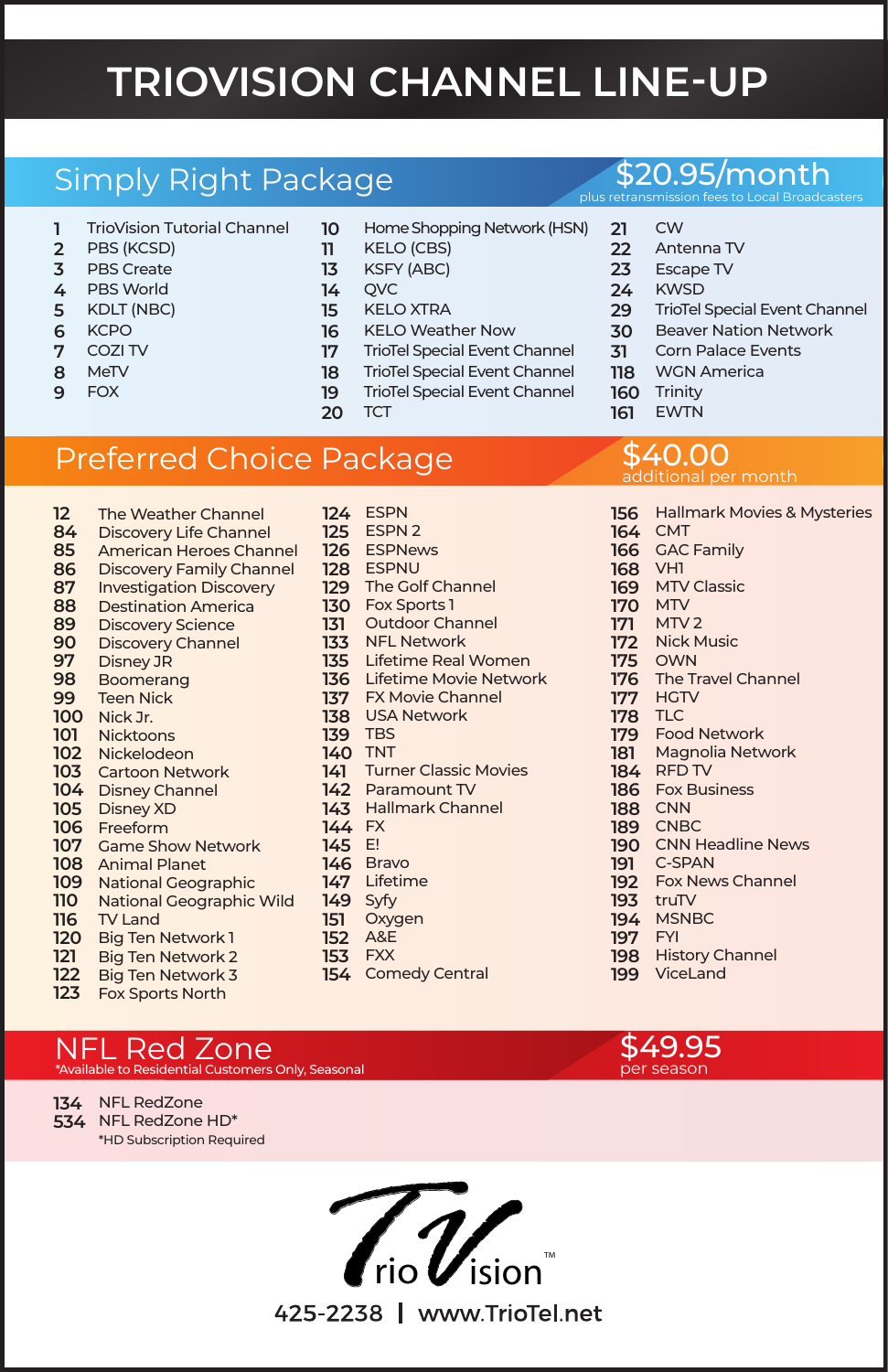# TRIOVISION CHANNEL LINE-UP

## Simply Right Package

**$20.95/month**
plus retransmission fees to Local Broadcasters

- 1 TrioVision Tutorial Channel
- 2 PBS (KCSD)
- 3 PBS Create
- 4 PBS World
- 5 KDLT (NBC)
- 6 KCPO
- 7 COZI TV
- 8 MeTV
- 9 FOX
- 10 Home Shopping Network (HSN)
- 11 KELO (CBS)
- 13 KSFY (ABC)
- 14 QVC
- 15 KELO XTRA
- 16 KELO Weather Now
- 17 TrioTel Special Event Channel
- 18 TrioTel Special Event Channel
- 19 TrioTel Special Event Channel
- 20 TCT
- 21 CW
- 22 Antenna TV
- 23 Escape TV
- 24 KWSD
- 29 TrioTel Special Event Channel
- 30 Beaver Nation Network
- 31 Corn Palace Events
- 118 WGN America
- 160 Trinity
- 161 EWTN

## Preferred Choice Package

**$40.00**
additional per month

- 12 The Weather Channel
- 84 Discovery Life Channel
- 85 American Heroes Channel
- 86 Discovery Family Channel
- 87 Investigation Discovery
- 88 Destination America
- 89 Discovery Science
- 90 Discovery Channel
- 97 Disney JR
- 98 Boomerang
- 99 Teen Nick
- 100 Nick Jr.
- 101 Nicktoons
- 102 Nickelodeon
- 103 Cartoon Network
- 104 Disney Channel
- 105 Disney XD
- 106 Freeform
- 107 Game Show Network
- 108 Animal Planet
- 109 National Geographic
- 110 National Geographic Wild
- 116 TV Land
- 120 Big Ten Network 1
- 121 Big Ten Network 2
- 122 Big Ten Network 3
- 123 Fox Sports North
- 124 ESPN
- 125 ESPN 2
- 126 ESPNews
- 128 ESPNU
- 129 The Golf Channel
- 130 Fox Sports 1
- 131 Outdoor Channel
- 133 NFL Network
- 135 Lifetime Real Women
- 136 Lifetime Movie Network
- 137 FX Movie Channel
- 138 USA Network
- 139 TBS
- 140 TNT
- 141 Turner Classic Movies
- 142 Paramount TV
- 143 Hallmark Channel
- 144 FX
- 145 E!
- 146 Bravo
- 147 Lifetime
- 149 Syfy
- 151 Oxygen
- 152 A&E
- 153 FXX
- 154 Comedy Central
- 156 Hallmark Movies & Mysteries
- 164 CMT
- 166 GAC Family
- 168 VH1
- 169 MTV Classic
- 170 MTV
- 171 MTV 2
- 172 Nick Music
- 175 OWN
- 176 The Travel Channel
- 177 HGTV
- 178 TLC
- 179 Food Network
- 181 Magnolia Network
- 184 RFD TV
- 186 Fox Business
- 188 CNN
- 189 CNBC
- 190 CNN Headline News
- 191 C-SPAN
- 192 Fox News Channel
- 193 truTV
- 194 MSNBC
- 197 FYI
- 198 History Channel
- 199 ViceLand

## NFL Red Zone

*Available to Residential Customers Only, Seasonal

**$49.95**
per season

- 134 NFL RedZone
- 534 NFL RedZone HD*

*HD Subscription Required

TrioVision™

425-2238 | www.TrioTel.net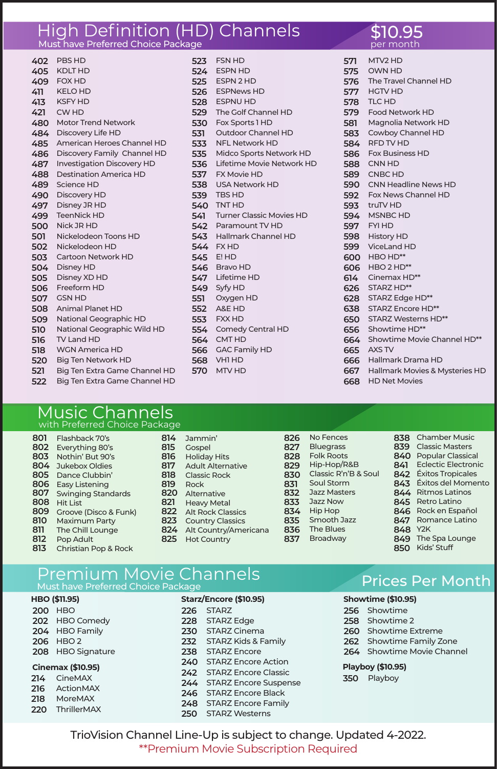# High Definition (HD) Channels

Must have Preferred Choice Package

**$10.95** per month

402 PBS HD
405 KDLT HD
409 FOX HD
411 KELO HD
413 KSFY HD
421 CW HD
480 Motor Trend Network
484 Discovery Life HD
485 American Heroes Channel HD
486 Discovery Family Channel HD
487 Investigation Discovery HD
488 Destination America HD
489 Science HD
490 Discovery HD
497 Disney JR HD
499 TeenNick HD
500 Nick JR HD
501 Nickelodeon Toons HD
502 Nickelodeon HD
503 Cartoon Network HD
504 Disney HD
505 Disney XD HD
506 Freeform HD
507 GSN HD
508 Animal Planet HD
509 National Geographic HD
510 National Geographic Wild HD
516 TV Land HD
518 WGN America HD
520 Big Ten Network HD
521 Big Ten Extra Game Channel HD
522 Big Ten Extra Game Channel HD
523 FSN HD
524 ESPN HD
525 ESPN 2 HD
526 ESPNews HD
528 ESPNU HD
529 The Golf Channel HD
530 Fox Sports 1 HD
531 Outdoor Channel HD
533 NFL Network HD
535 Midco Sports Network HD
536 Lifetime Movie Network HD
537 FX Movie HD
538 USA Network HD
539 TBS HD
540 TNT HD
541 Turner Classic Movies HD
542 Paramount TV HD
543 Hallmark Channel HD
544 FX HD
545 E! HD
546 Bravo HD
547 Lifetime HD
549 Syfy HD
551 Oxygen HD
552 A&E HD
553 FXX HD
554 Comedy Central HD
564 CMT HD
566 GAC Family HD
568 VH1 HD
570 MTV HD
571 MTV2 HD
575 OWN HD
576 The Travel Channel HD
577 HGTV HD
578 TLC HD
579 Food Network HD
581 Magnolia Network HD
583 Cowboy Channel HD
584 RFD TV HD
586 Fox Business HD
588 CNN HD
589 CNBC HD
590 CNN Headline News HD
592 Fox News Channel HD
593 truTV HD
594 MSNBC HD
597 FYI HD
598 History HD
599 ViceLand HD
600 HBO HD**
606 HBO 2 HD**
614 Cinemax HD**
626 STARZ HD**
628 STARZ Edge HD**
638 STARZ Encore HD**
650 STARZ Westerns HD**
656 Showtime HD**
664 Showtime Movie Channel HD**
665 AXS TV
666 Hallmark Drama HD
667 Hallmark Movies & Mysteries HD
668 HD Net Movies

# Music Channels

with Preferred Choice Package

801 Flashback 70's
802 Everything 80's
803 Nothin' But 90's
804 Jukebox Oldies
805 Dance Clubbin'
806 Easy Listening
807 Swinging Standards
808 Hit List
809 Groove (Disco & Funk)
810 Maximum Party
811 The Chill Lounge
812 Pop Adult
813 Christian Pop & Rock
814 Jammin'
815 Gospel
816 Holiday Hits
817 Adult Alternative
818 Classic Rock
819 Rock
820 Alternative
821 Heavy Metal
822 Alt Rock Classics
823 Country Classics
824 Alt Country/Americana
825 Hot Country
826 No Fences
827 Bluegrass
828 Folk Roots
829 Hip-Hop/R&B
830 Classic R'n'B & Soul
831 Soul Storm
832 Jazz Masters
833 Jazz Now
834 Hip Hop
835 Smooth Jazz
836 The Blues
837 Broadway
838 Chamber Music
839 Classic Masters
840 Popular Classical
841 Eclectic Electronic
842 Éxitos Tropicales
843 Éxitos del Momento
844 Ritmos Latinos
845 Retro Latino
846 Rock en Español
847 Romance Latino
848 Y2K
849 The Spa Lounge
850 Kids' Stuff

# Premium Movie Channels

Must have Preferred Choice Package

## Prices Per Month

**HBO ($11.95)**

200 HBO
202 HBO Comedy
204 HBO Family
206 HBO 2
208 HBO Signature

**Cinemax ($10.95)**

214 CineMAX
216 ActionMAX
218 MoreMAX
220 ThrillerMAX

**Starz/Encore ($10.95)**

226 STARZ
228 STARZ Edge
230 STARZ Cinema
232 STARZ Kids & Family
238 STARZ Encore
240 STARZ Encore Action
242 STARZ Encore Classic
244 STARZ Encore Suspense
246 STARZ Encore Black
248 STARZ Encore Family
250 STARZ Westerns

**Showtime ($10.95)**

256 Showtime
258 Showtime 2
260 Showtime Extreme
262 Showtime Family Zone
264 Showtime Movie Channel

**Playboy ($10.95)**

350 Playboy

TrioVision Channel Line-Up is subject to change. Updated 4-2022.

**Premium Movie Subscription Required